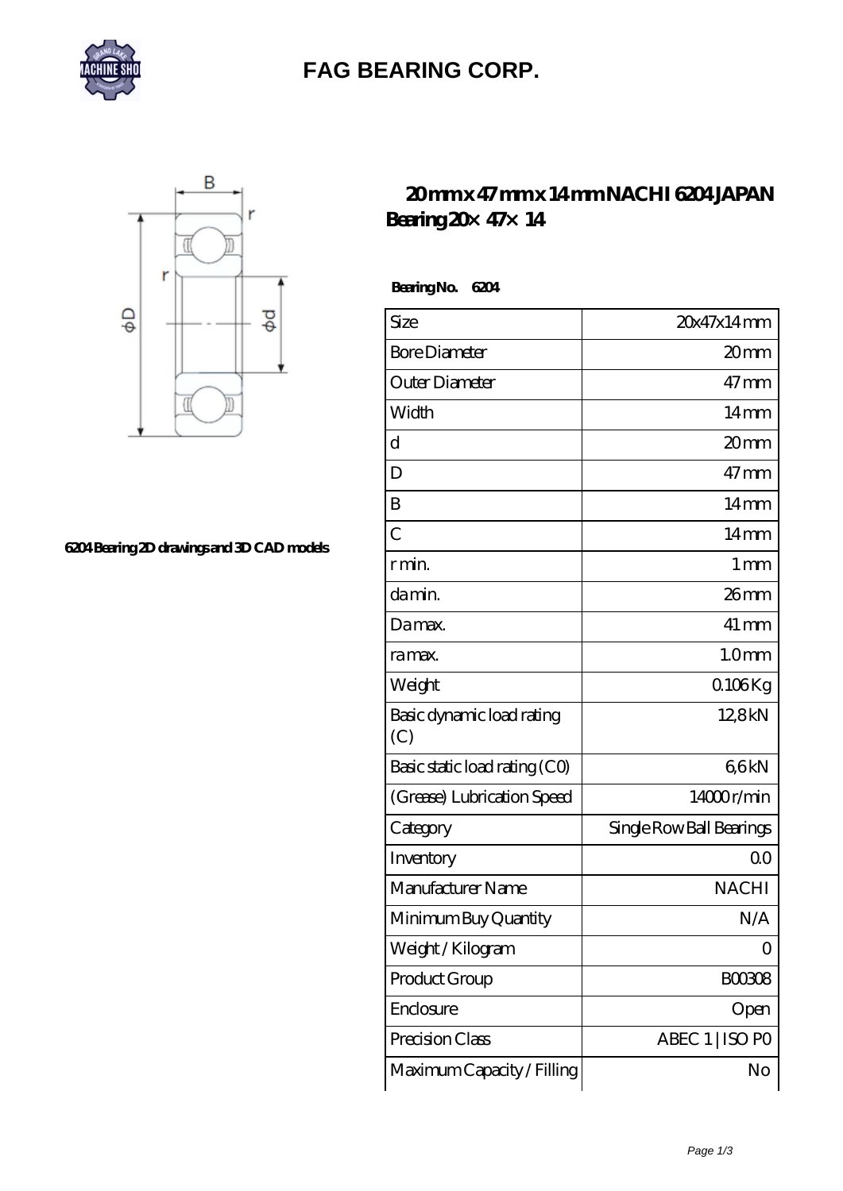# FAG BEARING CORP.

6204 Bearing 2D drawings and 3D CAD models

## 20 mm x 47 mm x 14 mm NACHI 6204 JAPAN Bearing 20× 47× 14

**Bearing No. 6204**

| Size | 20x47x14 mm |
|---|---|
| Bore Diameter | 20 mm |
| Outer Diameter | 47 mm |
| Width | 14 mm |
| d | 20 mm |
| D | 47 mm |
| B | 14 mm |
| C | 14 mm |
| r min. | 1 mm |
| da min. | 26 mm |
| Da max. | 41 mm |
| ra max. | 1.0 mm |
| Weight | 0.106 Kg |
| Basic dynamic load rating (C) | 12,8 kN |
| Basic static load rating (C0) | 6,6 kN |
| (Grease) Lubrication Speed | 14000 r/min |
| Category | Single Row Ball Bearings |
| Inventory | 0.0 |
| Manufacturer Name | NACHI |
| Minimum Buy Quantity | N/A |
| Weight / Kilogram | 0 |
| Product Group | B00308 |
| Enclosure | Open |
| Precision Class | ABEC 1 \| ISO P0 |
| Maximum Capacity / Filling | No |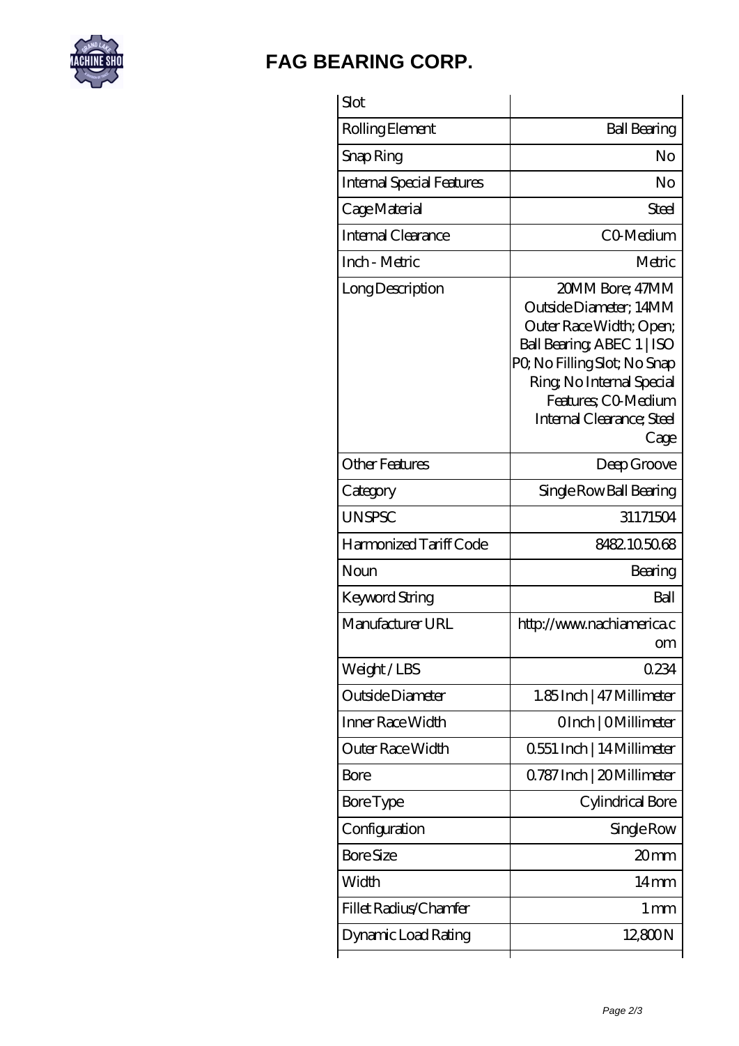# FAG BEARING CORP.

| Slot | |
|---|---|
| Rolling Element | Ball Bearing |
| Snap Ring | No |
| Internal Special Features | No |
| Cage Material | Steel |
| Internal Clearance | C0-Medium |
| Inch - Metric | Metric |
| Long Description | 20MM Bore; 47MM Outside Diameter; 14MM Outer Race Width; Open; Ball Bearing; ABEC 1 \| ISO P0; No Filling Slot; No Snap Ring; No Internal Special Features; C0-Medium Internal Clearance; Steel Cage |
| Other Features | Deep Groove |
| Category | Single Row Ball Bearing |
| UNSPSC | 31171504 |
| Harmonized Tariff Code | 8482.10.50.68 |
| Noun | Bearing |
| Keyword String | Ball |
| Manufacturer URL | http://www.nachiamerica.com |
| Weight / LBS | 0.234 |
| Outside Diameter | 1.85 Inch \| 47 Millimeter |
| Inner Race Width | 0 Inch \| 0 Millimeter |
| Outer Race Width | 0.551 Inch \| 14 Millimeter |
| Bore | 0.787 Inch \| 20 Millimeter |
| Bore Type | Cylindrical Bore |
| Configuration | Single Row |
| Bore Size | 20 mm |
| Width | 14 mm |
| Fillet Radius/Chamfer | 1 mm |
| Dynamic Load Rating | 12,800 N |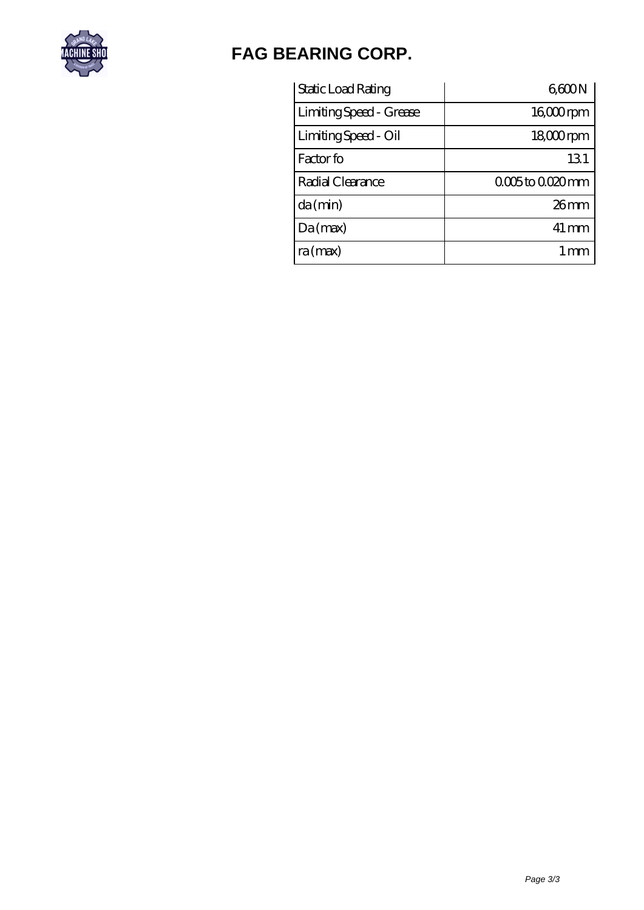| | |
|---|---|
| Static Load Rating | 6,600 N |
| Limiting Speed - Grease | 16,000 rpm |
| Limiting Speed - Oil | 18,000 rpm |
| Factor fo | 13.1 |
| Radial Clearance | 0.005 to 0.020 mm |
| da (min) | 26 mm |
| Da (max) | 41 mm |
| ra (max) | 1 mm |